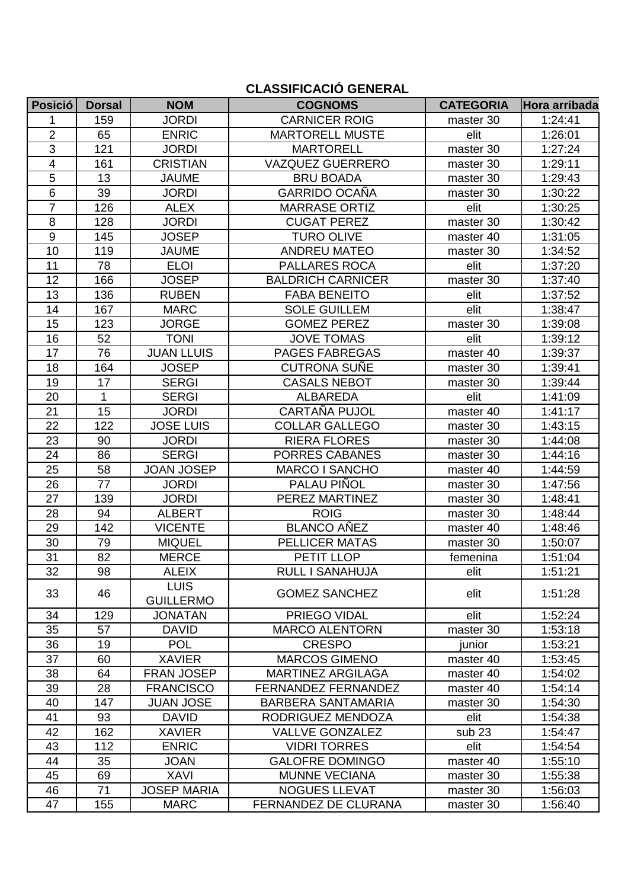# CLASSIFICACIÓ GENERAL

| Posició | Dorsal | NOM | COGNOMS | CATEGORIA | Hora arribada |
|---|---|---|---|---|---|
| 1 | 159 | JORDI | CARNICER ROIG | master 30 | 1:24:41 |
| 2 | 65 | ENRIC | MARTORELL MUSTE | elit | 1:26:01 |
| 3 | 121 | JORDI | MARTORELL | master 30 | 1:27:24 |
| 4 | 161 | CRISTIAN | VAZQUEZ GUERRERO | master 30 | 1:29:11 |
| 5 | 13 | JAUME | BRU BOADA | master 30 | 1:29:43 |
| 6 | 39 | JORDI | GARRIDO OCAÑA | master 30 | 1:30:22 |
| 7 | 126 | ALEX | MARRASE ORTIZ | elit | 1:30:25 |
| 8 | 128 | JORDI | CUGAT PEREZ | master 30 | 1:30:42 |
| 9 | 145 | JOSEP | TURO OLIVE | master 40 | 1:31:05 |
| 10 | 119 | JAUME | ANDREU MATEO | master 30 | 1:34:52 |
| 11 | 78 | ELOI | PALLARES ROCA | elit | 1:37:20 |
| 12 | 166 | JOSEP | BALDRICH CARNICER | master 30 | 1:37:40 |
| 13 | 136 | RUBEN | FABA BENEITO | elit | 1:37:52 |
| 14 | 167 | MARC | SOLE GUILLEM | elit | 1:38:47 |
| 15 | 123 | JORGE | GOMEZ PEREZ | master 30 | 1:39:08 |
| 16 | 52 | TONI | JOVE TOMAS | elit | 1:39:12 |
| 17 | 76 | JUAN LLUIS | PAGES FABREGAS | master 40 | 1:39:37 |
| 18 | 164 | JOSEP | CUTRONA SUÑE | master 30 | 1:39:41 |
| 19 | 17 | SERGI | CASALS NEBOT | master 30 | 1:39:44 |
| 20 | 1 | SERGI | ALBAREDA | elit | 1:41:09 |
| 21 | 15 | JORDI | CARTAÑA PUJOL | master 40 | 1:41:17 |
| 22 | 122 | JOSE LUIS | COLLAR GALLEGO | master 30 | 1:43:15 |
| 23 | 90 | JORDI | RIERA FLORES | master 30 | 1:44:08 |
| 24 | 86 | SERGI | PORRES CABANES | master 30 | 1:44:16 |
| 25 | 58 | JOAN JOSEP | MARCO I SANCHO | master 40 | 1:44:59 |
| 26 | 77 | JORDI | PALAU PIÑOL | master 30 | 1:47:56 |
| 27 | 139 | JORDI | PEREZ MARTINEZ | master 30 | 1:48:41 |
| 28 | 94 | ALBERT | ROIG | master 30 | 1:48:44 |
| 29 | 142 | VICENTE | BLANCO AÑEZ | master 40 | 1:48:46 |
| 30 | 79 | MIQUEL | PELLICER MATAS | master 30 | 1:50:07 |
| 31 | 82 | MERCE | PETIT LLOP | femenina | 1:51:04 |
| 32 | 98 | ALEIX | RULL I SANAHUJA | elit | 1:51:21 |
| 33 | 46 | LUIS GUILLERMO | GOMEZ SANCHEZ | elit | 1:51:28 |
| 34 | 129 | JONATAN | PRIEGO VIDAL | elit | 1:52:24 |
| 35 | 57 | DAVID | MARCO ALENTORN | master 30 | 1:53:18 |
| 36 | 19 | POL | CRESPO | junior | 1:53:21 |
| 37 | 60 | XAVIER | MARCOS GIMENO | master 40 | 1:53:45 |
| 38 | 64 | FRAN JOSEP | MARTINEZ ARGILAGA | master 40 | 1:54:02 |
| 39 | 28 | FRANCISCO | FERNANDEZ FERNANDEZ | master 40 | 1:54:14 |
| 40 | 147 | JUAN JOSE | BARBERA SANTAMARIA | master 30 | 1:54:30 |
| 41 | 93 | DAVID | RODRIGUEZ MENDOZA | elit | 1:54:38 |
| 42 | 162 | XAVIER | VALLVE GONZALEZ | sub 23 | 1:54:47 |
| 43 | 112 | ENRIC | VIDRI TORRES | elit | 1:54:54 |
| 44 | 35 | JOAN | GALOFRE DOMINGO | master 40 | 1:55:10 |
| 45 | 69 | XAVI | MUNNE VECIANA | master 30 | 1:55:38 |
| 46 | 71 | JOSEP MARIA | NOGUES LLEVAT | master 30 | 1:56:03 |
| 47 | 155 | MARC | FERNANDEZ DE CLURANA | master 30 | 1:56:40 |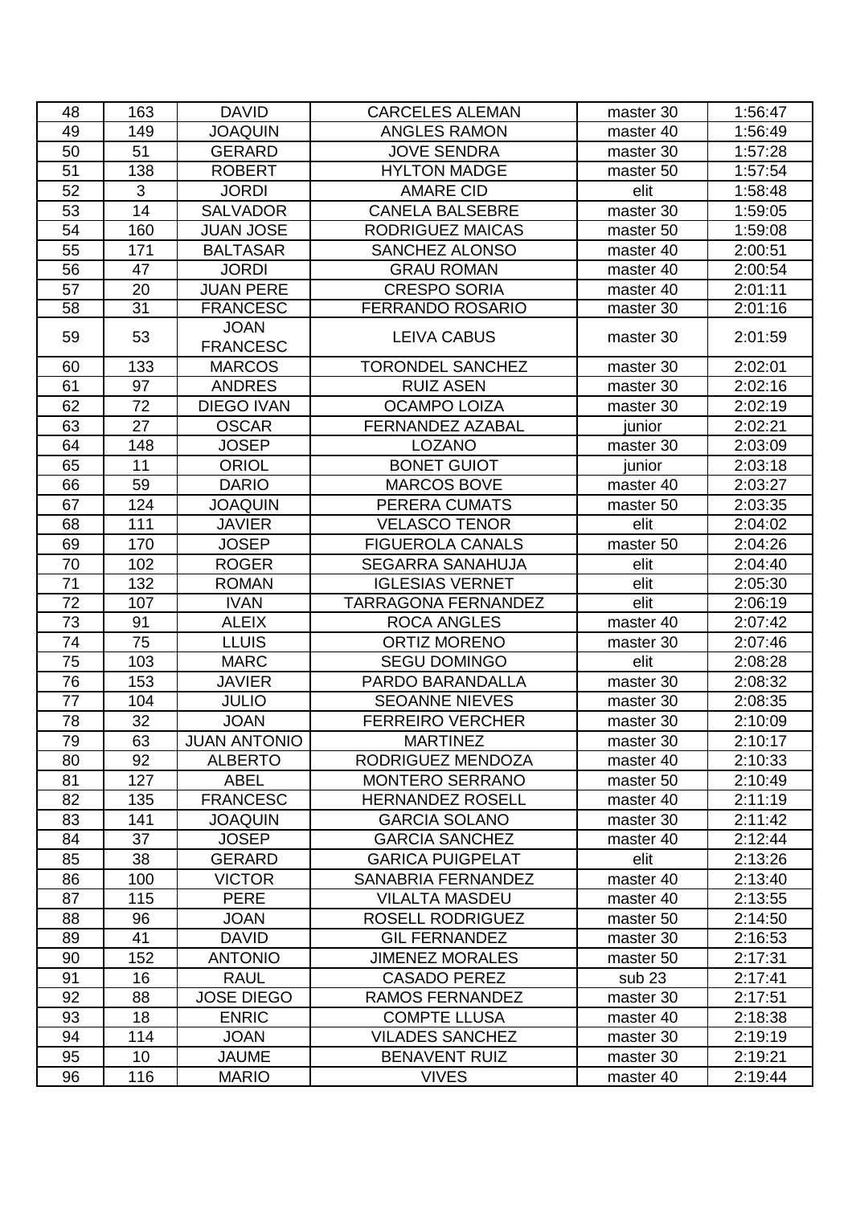| 48 | 163 | DAVID | CARCELES ALEMAN | master 30 | 1:56:47 |
|---|---|---|---|---|---|
| 49 | 149 | JOAQUIN | ANGLES RAMON | master 40 | 1:56:49 |
| 50 | 51 | GERARD | JOVE SENDRA | master 30 | 1:57:28 |
| 51 | 138 | ROBERT | HYLTON MADGE | master 50 | 1:57:54 |
| 52 | 3 | JORDI | AMARE CID | elit | 1:58:48 |
| 53 | 14 | SALVADOR | CANELA BALSEBRE | master 30 | 1:59:05 |
| 54 | 160 | JUAN JOSE | RODRIGUEZ MAICAS | master 50 | 1:59:08 |
| 55 | 171 | BALTASAR | SANCHEZ ALONSO | master 40 | 2:00:51 |
| 56 | 47 | JORDI | GRAU ROMAN | master 40 | 2:00:54 |
| 57 | 20 | JUAN PERE | CRESPO SORIA | master 40 | 2:01:11 |
| 58 | 31 | FRANCESC | FERRANDO ROSARIO | master 30 | 2:01:16 |
| 59 | 53 | JOAN FRANCESC | LEIVA CABUS | master 30 | 2:01:59 |
| 60 | 133 | MARCOS | TORONDEL SANCHEZ | master 30 | 2:02:01 |
| 61 | 97 | ANDRES | RUIZ ASEN | master 30 | 2:02:16 |
| 62 | 72 | DIEGO IVAN | OCAMPO LOIZA | master 30 | 2:02:19 |
| 63 | 27 | OSCAR | FERNANDEZ AZABAL | junior | 2:02:21 |
| 64 | 148 | JOSEP | LOZANO | master 30 | 2:03:09 |
| 65 | 11 | ORIOL | BONET GUIOT | junior | 2:03:18 |
| 66 | 59 | DARIO | MARCOS BOVE | master 40 | 2:03:27 |
| 67 | 124 | JOAQUIN | PERERA CUMATS | master 50 | 2:03:35 |
| 68 | 111 | JAVIER | VELASCO TENOR | elit | 2:04:02 |
| 69 | 170 | JOSEP | FIGUEROLA CANALS | master 50 | 2:04:26 |
| 70 | 102 | ROGER | SEGARRA SANAHUJA | elit | 2:04:40 |
| 71 | 132 | ROMAN | IGLESIAS VERNET | elit | 2:05:30 |
| 72 | 107 | IVAN | TARRAGONA FERNANDEZ | elit | 2:06:19 |
| 73 | 91 | ALEIX | ROCA ANGLES | master 40 | 2:07:42 |
| 74 | 75 | LLUIS | ORTIZ MORENO | master 30 | 2:07:46 |
| 75 | 103 | MARC | SEGU DOMINGO | elit | 2:08:28 |
| 76 | 153 | JAVIER | PARDO BARANDALLA | master 30 | 2:08:32 |
| 77 | 104 | JULIO | SEOANNE NIEVES | master 30 | 2:08:35 |
| 78 | 32 | JOAN | FERREIRO VERCHER | master 30 | 2:10:09 |
| 79 | 63 | JUAN ANTONIO | MARTINEZ | master 30 | 2:10:17 |
| 80 | 92 | ALBERTO | RODRIGUEZ MENDOZA | master 40 | 2:10:33 |
| 81 | 127 | ABEL | MONTERO SERRANO | master 50 | 2:10:49 |
| 82 | 135 | FRANCESC | HERNANDEZ ROSELL | master 40 | 2:11:19 |
| 83 | 141 | JOAQUIN | GARCIA SOLANO | master 30 | 2:11:42 |
| 84 | 37 | JOSEP | GARCIA SANCHEZ | master 40 | 2:12:44 |
| 85 | 38 | GERARD | GARICA PUIGPELAT | elit | 2:13:26 |
| 86 | 100 | VICTOR | SANABRIA FERNANDEZ | master 40 | 2:13:40 |
| 87 | 115 | PERE | VILALTA MASDEU | master 40 | 2:13:55 |
| 88 | 96 | JOAN | ROSELL RODRIGUEZ | master 50 | 2:14:50 |
| 89 | 41 | DAVID | GIL FERNANDEZ | master 30 | 2:16:53 |
| 90 | 152 | ANTONIO | JIMENEZ MORALES | master 50 | 2:17:31 |
| 91 | 16 | RAUL | CASADO PEREZ | sub 23 | 2:17:41 |
| 92 | 88 | JOSE DIEGO | RAMOS FERNANDEZ | master 30 | 2:17:51 |
| 93 | 18 | ENRIC | COMPTE LLUSA | master 40 | 2:18:38 |
| 94 | 114 | JOAN | VILADES SANCHEZ | master 30 | 2:19:19 |
| 95 | 10 | JAUME | BENAVENT RUIZ | master 30 | 2:19:21 |
| 96 | 116 | MARIO | VIVES | master 40 | 2:19:44 |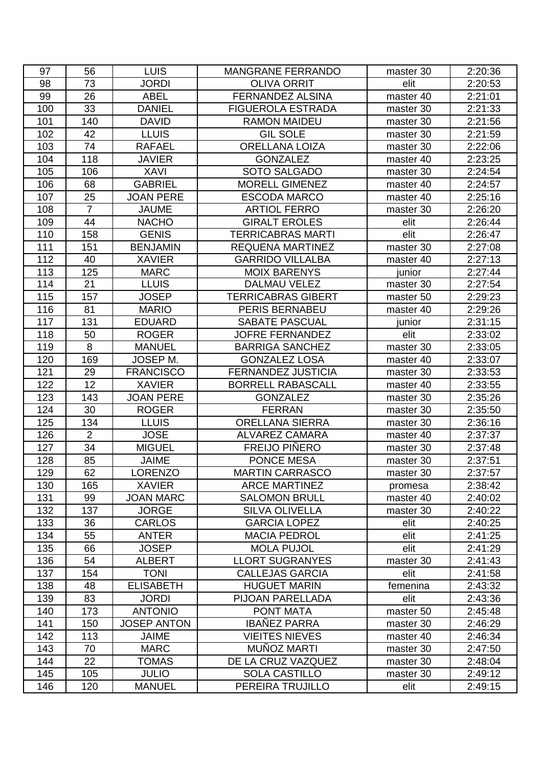| 97 | 56 | LUIS | MANGRANE FERRANDO | master 30 | 2:20:36 |
|---|---|---|---|---|---|
| 98 | 73 | JORDI | OLIVA ORRIT | elit | 2:20:53 |
| 99 | 26 | ABEL | FERNANDEZ ALSINA | master 40 | 2:21:01 |
| 100 | 33 | DANIEL | FIGUEROLA ESTRADA | master 30 | 2:21:33 |
| 101 | 140 | DAVID | RAMON MAIDEU | master 30 | 2:21:56 |
| 102 | 42 | LLUIS | GIL SOLE | master 30 | 2:21:59 |
| 103 | 74 | RAFAEL | ORELLANA LOIZA | master 30 | 2:22:06 |
| 104 | 118 | JAVIER | GONZALEZ | master 40 | 2:23:25 |
| 105 | 106 | XAVI | SOTO SALGADO | master 30 | 2:24:54 |
| 106 | 68 | GABRIEL | MORELL GIMENEZ | master 40 | 2:24:57 |
| 107 | 25 | JOAN PERE | ESCODA MARCO | master 40 | 2:25:16 |
| 108 | 7 | JAUME | ARTIOL FERRO | master 30 | 2:26:20 |
| 109 | 44 | NACHO | GIRALT EROLES | elit | 2:26:44 |
| 110 | 158 | GENIS | TERRICABRAS MARTI | elit | 2:26:47 |
| 111 | 151 | BENJAMIN | REQUENA MARTINEZ | master 30 | 2:27:08 |
| 112 | 40 | XAVIER | GARRIDO VILLALBA | master 40 | 2:27:13 |
| 113 | 125 | MARC | MOIX BARENYS | junior | 2:27:44 |
| 114 | 21 | LLUIS | DALMAU VELEZ | master 30 | 2:27:54 |
| 115 | 157 | JOSEP | TERRICABRAS GIBERT | master 50 | 2:29:23 |
| 116 | 81 | MARIO | PERIS BERNABEU | master 40 | 2:29:26 |
| 117 | 131 | EDUARD | SABATE PASCUAL | junior | 2:31:15 |
| 118 | 50 | ROGER | JOFRE FERNANDEZ | elit | 2:33:02 |
| 119 | 8 | MANUEL | BARRIGA SANCHEZ | master 30 | 2:33:05 |
| 120 | 169 | JOSEP M. | GONZALEZ LOSA | master 40 | 2:33:07 |
| 121 | 29 | FRANCISCO | FERNANDEZ JUSTICIA | master 30 | 2:33:53 |
| 122 | 12 | XAVIER | BORRELL RABASCALL | master 40 | 2:33:55 |
| 123 | 143 | JOAN PERE | GONZALEZ | master 30 | 2:35:26 |
| 124 | 30 | ROGER | FERRAN | master 30 | 2:35:50 |
| 125 | 134 | LLUIS | ORELLANA SIERRA | master 30 | 2:36:16 |
| 126 | 2 | JOSE | ALVAREZ CAMARA | master 40 | 2:37:37 |
| 127 | 34 | MIGUEL | FREIJO PIÑERO | master 30 | 2:37:48 |
| 128 | 85 | JAIME | PONCE MESA | master 30 | 2:37:51 |
| 129 | 62 | LORENZO | MARTIN CARRASCO | master 30 | 2:37:57 |
| 130 | 165 | XAVIER | ARCE MARTINEZ | promesa | 2:38:42 |
| 131 | 99 | JOAN MARC | SALOMON BRULL | master 40 | 2:40:02 |
| 132 | 137 | JORGE | SILVA OLIVELLA | master 30 | 2:40:22 |
| 133 | 36 | CARLOS | GARCIA LOPEZ | elit | 2:40:25 |
| 134 | 55 | ANTER | MACIA PEDROL | elit | 2:41:25 |
| 135 | 66 | JOSEP | MOLA PUJOL | elit | 2:41:29 |
| 136 | 54 | ALBERT | LLORT SUGRANYES | master 30 | 2:41:43 |
| 137 | 154 | TONI | CALLEJAS GARCIA | elit | 2:41:58 |
| 138 | 48 | ELISABETH | HUGUET MARIN | femenina | 2:43:32 |
| 139 | 83 | JORDI | PIJOAN PARELLADA | elit | 2:43:36 |
| 140 | 173 | ANTONIO | PONT MATA | master 50 | 2:45:48 |
| 141 | 150 | JOSEP ANTON | IBAÑEZ PARRA | master 30 | 2:46:29 |
| 142 | 113 | JAIME | VIEITES NIEVES | master 40 | 2:46:34 |
| 143 | 70 | MARC | MUÑOZ MARTI | master 30 | 2:47:50 |
| 144 | 22 | TOMAS | DE LA CRUZ VAZQUEZ | master 30 | 2:48:04 |
| 145 | 105 | JULIO | SOLA CASTILLO | master 30 | 2:49:12 |
| 146 | 120 | MANUEL | PEREIRA TRUJILLO | elit | 2:49:15 |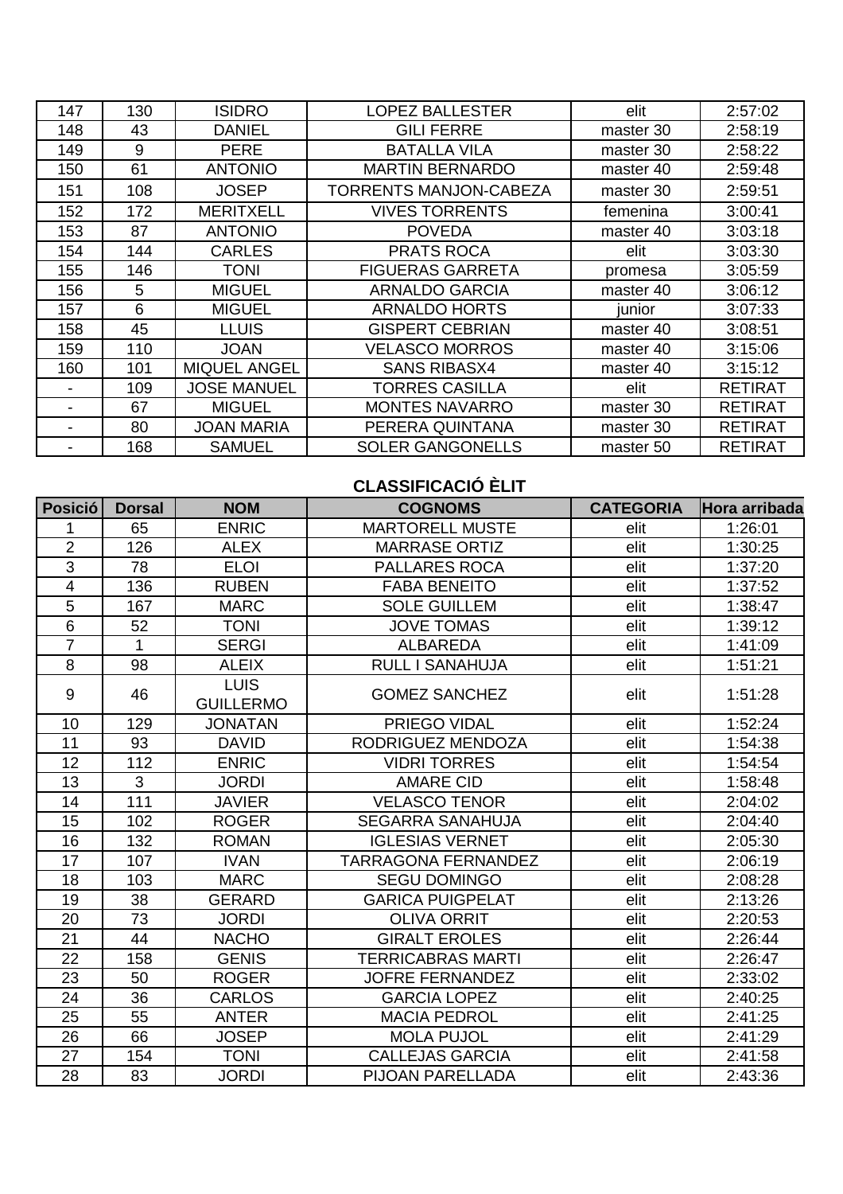| | | | | | |
|---|---|---|---|---|---|
| 147 | 130 | ISIDRO | LOPEZ BALLESTER | elit | 2:57:02 |
| 148 | 43 | DANIEL | GILI FERRE | master 30 | 2:58:19 |
| 149 | 9 | PERE | BATALLA VILA | master 30 | 2:58:22 |
| 150 | 61 | ANTONIO | MARTIN BERNARDO | master 40 | 2:59:48 |
| 151 | 108 | JOSEP | TORRENTS MANJON-CABEZA | master 30 | 2:59:51 |
| 152 | 172 | MERITXELL | VIVES TORRENTS | femenina | 3:00:41 |
| 153 | 87 | ANTONIO | POVEDA | master 40 | 3:03:18 |
| 154 | 144 | CARLES | PRATS ROCA | elit | 3:03:30 |
| 155 | 146 | TONI | FIGUERAS GARRETA | promesa | 3:05:59 |
| 156 | 5 | MIGUEL | ARNALDO GARCIA | master 40 | 3:06:12 |
| 157 | 6 | MIGUEL | ARNALDO HORTS | junior | 3:07:33 |
| 158 | 45 | LLUIS | GISPERT CEBRIAN | master 40 | 3:08:51 |
| 159 | 110 | JOAN | VELASCO MORROS | master 40 | 3:15:06 |
| 160 | 101 | MIQUEL ANGEL | SANS RIBASX4 | master 40 | 3:15:12 |
| - | 109 | JOSE MANUEL | TORRES CASILLA | elit | RETIRAT |
| - | 67 | MIGUEL | MONTES NAVARRO | master 30 | RETIRAT |
| - | 80 | JOAN MARIA | PERERA QUINTANA | master 30 | RETIRAT |
| - | 168 | SAMUEL | SOLER GANGONELLS | master 50 | RETIRAT |

## CLASSIFICACIÓ ÈLIT

| Posició | Dorsal | NOM | COGNOMS | CATEGORIA | Hora arribada |
|---|---|---|---|---|---|
| 1 | 65 | ENRIC | MARTORELL MUSTE | elit | 1:26:01 |
| 2 | 126 | ALEX | MARRASE ORTIZ | elit | 1:30:25 |
| 3 | 78 | ELOI | PALLARES ROCA | elit | 1:37:20 |
| 4 | 136 | RUBEN | FABA BENEITO | elit | 1:37:52 |
| 5 | 167 | MARC | SOLE GUILLEM | elit | 1:38:47 |
| 6 | 52 | TONI | JOVE TOMAS | elit | 1:39:12 |
| 7 | 1 | SERGI | ALBAREDA | elit | 1:41:09 |
| 8 | 98 | ALEIX | RULL I SANAHUJA | elit | 1:51:21 |
| 9 | 46 | LUIS GUILLERMO | GOMEZ SANCHEZ | elit | 1:51:28 |
| 10 | 129 | JONATAN | PRIEGO VIDAL | elit | 1:52:24 |
| 11 | 93 | DAVID | RODRIGUEZ MENDOZA | elit | 1:54:38 |
| 12 | 112 | ENRIC | VIDRI TORRES | elit | 1:54:54 |
| 13 | 3 | JORDI | AMARE CID | elit | 1:58:48 |
| 14 | 111 | JAVIER | VELASCO TENOR | elit | 2:04:02 |
| 15 | 102 | ROGER | SEGARRA SANAHUJA | elit | 2:04:40 |
| 16 | 132 | ROMAN | IGLESIAS VERNET | elit | 2:05:30 |
| 17 | 107 | IVAN | TARRAGONA FERNANDEZ | elit | 2:06:19 |
| 18 | 103 | MARC | SEGU DOMINGO | elit | 2:08:28 |
| 19 | 38 | GERARD | GARICA PUIGPELAT | elit | 2:13:26 |
| 20 | 73 | JORDI | OLIVA ORRIT | elit | 2:20:53 |
| 21 | 44 | NACHO | GIRALT EROLES | elit | 2:26:44 |
| 22 | 158 | GENIS | TERRICABRAS MARTI | elit | 2:26:47 |
| 23 | 50 | ROGER | JOFRE FERNANDEZ | elit | 2:33:02 |
| 24 | 36 | CARLOS | GARCIA LOPEZ | elit | 2:40:25 |
| 25 | 55 | ANTER | MACIA PEDROL | elit | 2:41:25 |
| 26 | 66 | JOSEP | MOLA PUJOL | elit | 2:41:29 |
| 27 | 154 | TONI | CALLEJAS GARCIA | elit | 2:41:58 |
| 28 | 83 | JORDI | PIJOAN PARELLADA | elit | 2:43:36 |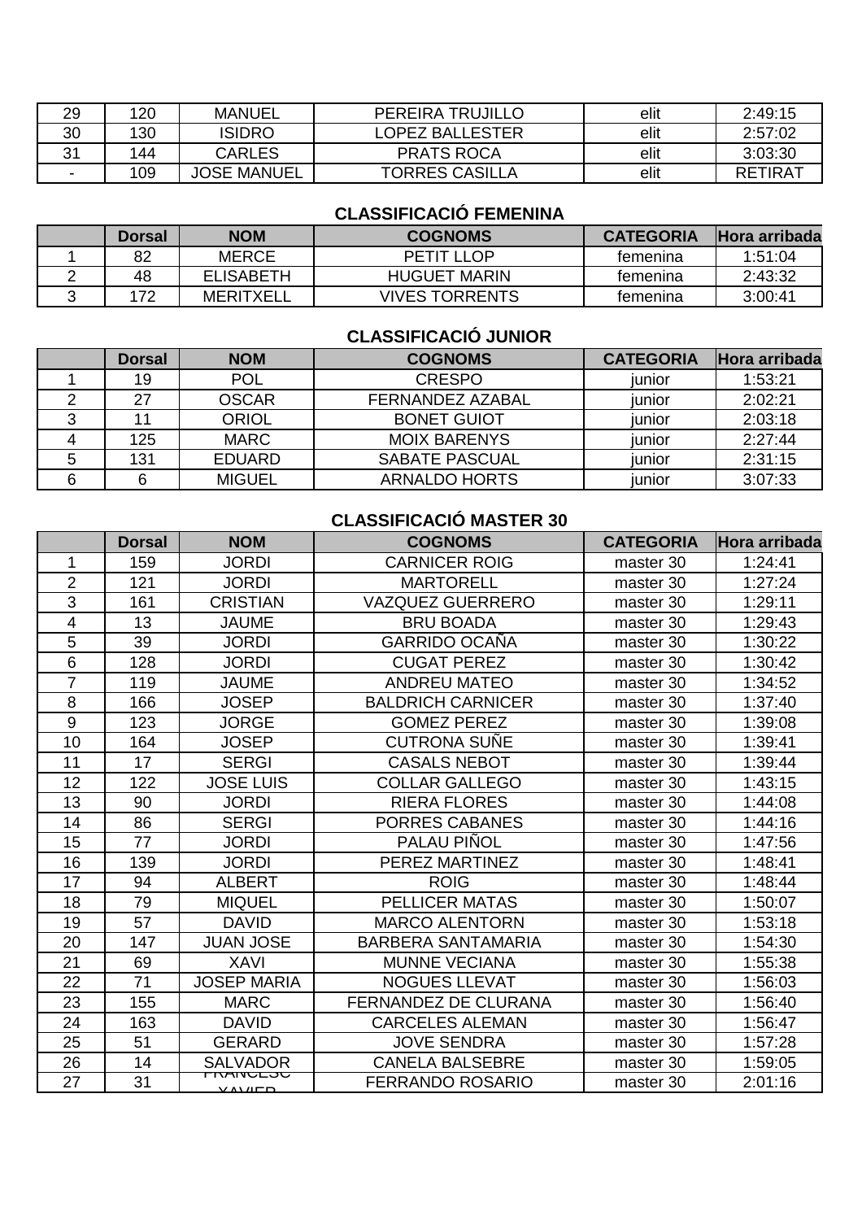| | | | | | |
|---|---|---|---|---|---|
| 29 | 120 | MANUEL | PEREIRA TRUJILLO | elit | 2:49:15 |
| 30 | 130 | ISIDRO | LOPEZ BALLESTER | elit | 2:57:02 |
| 31 | 144 | CARLES | PRATS ROCA | elit | 3:03:30 |
| - | 109 | JOSE MANUEL | TORRES CASILLA | elit | RETIRAT |

### CLASSIFICACIÓ FEMENINA

| | Dorsal | NOM | COGNOMS | CATEGORIA | Hora arribada |
|---|---|---|---|---|---|
| 1 | 82 | MERCE | PETIT LLOP | femenina | 1:51:04 |
| 2 | 48 | ELISABETH | HUGUET MARIN | femenina | 2:43:32 |
| 3 | 172 | MERITXELL | VIVES TORRENTS | femenina | 3:00:41 |

### CLASSIFICACIÓ JUNIOR

| | Dorsal | NOM | COGNOMS | CATEGORIA | Hora arribada |
|---|---|---|---|---|---|
| 1 | 19 | POL | CRESPO | junior | 1:53:21 |
| 2 | 27 | OSCAR | FERNANDEZ AZABAL | junior | 2:02:21 |
| 3 | 11 | ORIOL | BONET GUIOT | junior | 2:03:18 |
| 4 | 125 | MARC | MOIX BARENYS | junior | 2:27:44 |
| 5 | 131 | EDUARD | SABATE PASCUAL | junior | 2:31:15 |
| 6 | 6 | MIGUEL | ARNALDO HORTS | junior | 3:07:33 |

### CLASSIFICACIÓ MASTER 30

| | Dorsal | NOM | COGNOMS | CATEGORIA | Hora arribada |
|---|---|---|---|---|---|
| 1 | 159 | JORDI | CARNICER ROIG | master 30 | 1:24:41 |
| 2 | 121 | JORDI | MARTORELL | master 30 | 1:27:24 |
| 3 | 161 | CRISTIAN | VAZQUEZ GUERRERO | master 30 | 1:29:11 |
| 4 | 13 | JAUME | BRU BOADA | master 30 | 1:29:43 |
| 5 | 39 | JORDI | GARRIDO OCAÑA | master 30 | 1:30:22 |
| 6 | 128 | JORDI | CUGAT PEREZ | master 30 | 1:30:42 |
| 7 | 119 | JAUME | ANDREU MATEO | master 30 | 1:34:52 |
| 8 | 166 | JOSEP | BALDRICH CARNICER | master 30 | 1:37:40 |
| 9 | 123 | JORGE | GOMEZ PEREZ | master 30 | 1:39:08 |
| 10 | 164 | JOSEP | CUTRONA SUÑE | master 30 | 1:39:41 |
| 11 | 17 | SERGI | CASALS NEBOT | master 30 | 1:39:44 |
| 12 | 122 | JOSE LUIS | COLLAR GALLEGO | master 30 | 1:43:15 |
| 13 | 90 | JORDI | RIERA FLORES | master 30 | 1:44:08 |
| 14 | 86 | SERGI | PORRES CABANES | master 30 | 1:44:16 |
| 15 | 77 | JORDI | PALAU PIÑOL | master 30 | 1:47:56 |
| 16 | 139 | JORDI | PEREZ MARTINEZ | master 30 | 1:48:41 |
| 17 | 94 | ALBERT | ROIG | master 30 | 1:48:44 |
| 18 | 79 | MIQUEL | PELLICER MATAS | master 30 | 1:50:07 |
| 19 | 57 | DAVID | MARCO ALENTORN | master 30 | 1:53:18 |
| 20 | 147 | JUAN JOSE | BARBERA SANTAMARIA | master 30 | 1:54:30 |
| 21 | 69 | XAVI | MUNNE VECIANA | master 30 | 1:55:38 |
| 22 | 71 | JOSEP MARIA | NOGUES LLEVAT | master 30 | 1:56:03 |
| 23 | 155 | MARC | FERNANDEZ DE CLURANA | master 30 | 1:56:40 |
| 24 | 163 | DAVID | CARCELES ALEMAN | master 30 | 1:56:47 |
| 25 | 51 | GERARD | JOVE SENDRA | master 30 | 1:57:28 |
| 26 | 14 | SALVADOR | CANELA BALSEBRE | master 30 | 1:59:05 |
| 27 | 31 | FRANCESC XAVIER | FERRANDO ROSARIO | master 30 | 2:01:16 |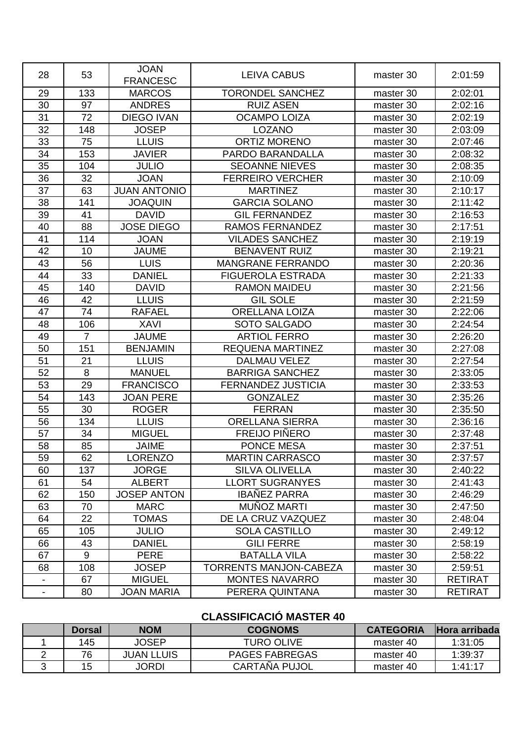| | | | | | |
|---|---|---|---|---|---|
| 28 | 53 | JOAN FRANCESC | LEIVA CABUS | master 30 | 2:01:59 |
| 29 | 133 | MARCOS | TORONDEL SANCHEZ | master 30 | 2:02:01 |
| 30 | 97 | ANDRES | RUIZ ASEN | master 30 | 2:02:16 |
| 31 | 72 | DIEGO IVAN | OCAMPO LOIZA | master 30 | 2:02:19 |
| 32 | 148 | JOSEP | LOZANO | master 30 | 2:03:09 |
| 33 | 75 | LLUIS | ORTIZ MORENO | master 30 | 2:07:46 |
| 34 | 153 | JAVIER | PARDO BARANDALLA | master 30 | 2:08:32 |
| 35 | 104 | JULIO | SEOANNE NIEVES | master 30 | 2:08:35 |
| 36 | 32 | JOAN | FERREIRO VERCHER | master 30 | 2:10:09 |
| 37 | 63 | JUAN ANTONIO | MARTINEZ | master 30 | 2:10:17 |
| 38 | 141 | JOAQUIN | GARCIA SOLANO | master 30 | 2:11:42 |
| 39 | 41 | DAVID | GIL FERNANDEZ | master 30 | 2:16:53 |
| 40 | 88 | JOSE DIEGO | RAMOS FERNANDEZ | master 30 | 2:17:51 |
| 41 | 114 | JOAN | VILADES SANCHEZ | master 30 | 2:19:19 |
| 42 | 10 | JAUME | BENAVENT RUIZ | master 30 | 2:19:21 |
| 43 | 56 | LUIS | MANGRANE FERRANDO | master 30 | 2:20:36 |
| 44 | 33 | DANIEL | FIGUEROLA ESTRADA | master 30 | 2:21:33 |
| 45 | 140 | DAVID | RAMON MAIDEU | master 30 | 2:21:56 |
| 46 | 42 | LLUIS | GIL SOLE | master 30 | 2:21:59 |
| 47 | 74 | RAFAEL | ORELLANA LOIZA | master 30 | 2:22:06 |
| 48 | 106 | XAVI | SOTO SALGADO | master 30 | 2:24:54 |
| 49 | 7 | JAUME | ARTIOL FERRO | master 30 | 2:26:20 |
| 50 | 151 | BENJAMIN | REQUENA MARTINEZ | master 30 | 2:27:08 |
| 51 | 21 | LLUIS | DALMAU VELEZ | master 30 | 2:27:54 |
| 52 | 8 | MANUEL | BARRIGA SANCHEZ | master 30 | 2:33:05 |
| 53 | 29 | FRANCISCO | FERNANDEZ JUSTICIA | master 30 | 2:33:53 |
| 54 | 143 | JOAN PERE | GONZALEZ | master 30 | 2:35:26 |
| 55 | 30 | ROGER | FERRAN | master 30 | 2:35:50 |
| 56 | 134 | LLUIS | ORELLANA SIERRA | master 30 | 2:36:16 |
| 57 | 34 | MIGUEL | FREIJO PIÑERO | master 30 | 2:37:48 |
| 58 | 85 | JAIME | PONCE MESA | master 30 | 2:37:51 |
| 59 | 62 | LORENZO | MARTIN CARRASCO | master 30 | 2:37:57 |
| 60 | 137 | JORGE | SILVA OLIVELLA | master 30 | 2:40:22 |
| 61 | 54 | ALBERT | LLORT SUGRANYES | master 30 | 2:41:43 |
| 62 | 150 | JOSEP ANTON | IBAÑEZ PARRA | master 30 | 2:46:29 |
| 63 | 70 | MARC | MUÑOZ MARTI | master 30 | 2:47:50 |
| 64 | 22 | TOMAS | DE LA CRUZ VAZQUEZ | master 30 | 2:48:04 |
| 65 | 105 | JULIO | SOLA CASTILLO | master 30 | 2:49:12 |
| 66 | 43 | DANIEL | GILI FERRE | master 30 | 2:58:19 |
| 67 | 9 | PERE | BATALLA VILA | master 30 | 2:58:22 |
| 68 | 108 | JOSEP | TORRENTS MANJON-CABEZA | master 30 | 2:59:51 |
| - | 67 | MIGUEL | MONTES NAVARRO | master 30 | RETIRAT |
| - | 80 | JOAN MARIA | PERERA QUINTANA | master 30 | RETIRAT |

## CLASSIFICACIÓ MASTER 40

| | Dorsal | NOM | COGNOMS | CATEGORIA | Hora arribada |
|---|---|---|---|---|---|
| 1 | 145 | JOSEP | TURO OLIVE | master 40 | 1:31:05 |
| 2 | 76 | JUAN LLUIS | PAGES FABREGAS | master 40 | 1:39:37 |
| 3 | 15 | JORDI | CARTAÑA PUJOL | master 40 | 1:41:17 |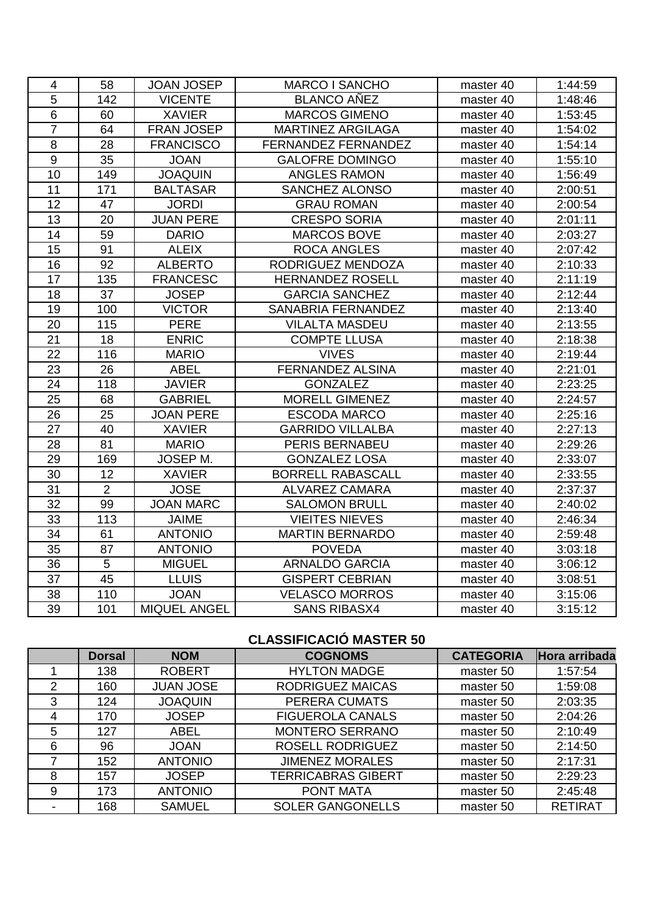| | | | | | |
|---|---|---|---|---|---|
| 4 | 58 | JOAN JOSEP | MARCO I SANCHO | master 40 | 1:44:59 |
| 5 | 142 | VICENTE | BLANCO AÑEZ | master 40 | 1:48:46 |
| 6 | 60 | XAVIER | MARCOS GIMENO | master 40 | 1:53:45 |
| 7 | 64 | FRAN JOSEP | MARTINEZ ARGILAGA | master 40 | 1:54:02 |
| 8 | 28 | FRANCISCO | FERNANDEZ FERNANDEZ | master 40 | 1:54:14 |
| 9 | 35 | JOAN | GALOFRE DOMINGO | master 40 | 1:55:10 |
| 10 | 149 | JOAQUIN | ANGLES RAMON | master 40 | 1:56:49 |
| 11 | 171 | BALTASAR | SANCHEZ ALONSO | master 40 | 2:00:51 |
| 12 | 47 | JORDI | GRAU ROMAN | master 40 | 2:00:54 |
| 13 | 20 | JUAN PERE | CRESPO SORIA | master 40 | 2:01:11 |
| 14 | 59 | DARIO | MARCOS BOVE | master 40 | 2:03:27 |
| 15 | 91 | ALEIX | ROCA ANGLES | master 40 | 2:07:42 |
| 16 | 92 | ALBERTO | RODRIGUEZ MENDOZA | master 40 | 2:10:33 |
| 17 | 135 | FRANCESC | HERNANDEZ ROSELL | master 40 | 2:11:19 |
| 18 | 37 | JOSEP | GARCIA SANCHEZ | master 40 | 2:12:44 |
| 19 | 100 | VICTOR | SANABRIA FERNANDEZ | master 40 | 2:13:40 |
| 20 | 115 | PERE | VILALTA MASDEU | master 40 | 2:13:55 |
| 21 | 18 | ENRIC | COMPTE LLUSA | master 40 | 2:18:38 |
| 22 | 116 | MARIO | VIVES | master 40 | 2:19:44 |
| 23 | 26 | ABEL | FERNANDEZ ALSINA | master 40 | 2:21:01 |
| 24 | 118 | JAVIER | GONZALEZ | master 40 | 2:23:25 |
| 25 | 68 | GABRIEL | MORELL GIMENEZ | master 40 | 2:24:57 |
| 26 | 25 | JOAN PERE | ESCODA MARCO | master 40 | 2:25:16 |
| 27 | 40 | XAVIER | GARRIDO VILLALBA | master 40 | 2:27:13 |
| 28 | 81 | MARIO | PERIS BERNABEU | master 40 | 2:29:26 |
| 29 | 169 | JOSEP M. | GONZALEZ LOSA | master 40 | 2:33:07 |
| 30 | 12 | XAVIER | BORRELL RABASCALL | master 40 | 2:33:55 |
| 31 | 2 | JOSE | ALVAREZ CAMARA | master 40 | 2:37:37 |
| 32 | 99 | JOAN MARC | SALOMON BRULL | master 40 | 2:40:02 |
| 33 | 113 | JAIME | VIEITES NIEVES | master 40 | 2:46:34 |
| 34 | 61 | ANTONIO | MARTIN BERNARDO | master 40 | 2:59:48 |
| 35 | 87 | ANTONIO | POVEDA | master 40 | 3:03:18 |
| 36 | 5 | MIGUEL | ARNALDO GARCIA | master 40 | 3:06:12 |
| 37 | 45 | LLUIS | GISPERT CEBRIAN | master 40 | 3:08:51 |
| 38 | 110 | JOAN | VELASCO MORROS | master 40 | 3:15:06 |
| 39 | 101 | MIQUEL ANGEL | SANS RIBASX4 | master 40 | 3:15:12 |

**CLASSIFICACIÓ MASTER 50**

| | Dorsal | NOM | COGNOMS | CATEGORIA | Hora arribada |
|---|---|---|---|---|---|
| 1 | 138 | ROBERT | HYLTON MADGE | master 50 | 1:57:54 |
| 2 | 160 | JUAN JOSE | RODRIGUEZ MAICAS | master 50 | 1:59:08 |
| 3 | 124 | JOAQUIN | PERERA CUMATS | master 50 | 2:03:35 |
| 4 | 170 | JOSEP | FIGUEROLA CANALS | master 50 | 2:04:26 |
| 5 | 127 | ABEL | MONTERO SERRANO | master 50 | 2:10:49 |
| 6 | 96 | JOAN | ROSELL RODRIGUEZ | master 50 | 2:14:50 |
| 7 | 152 | ANTONIO | JIMENEZ MORALES | master 50 | 2:17:31 |
| 8 | 157 | JOSEP | TERRICABRAS GIBERT | master 50 | 2:29:23 |
| 9 | 173 | ANTONIO | PONT MATA | master 50 | 2:45:48 |
| - | 168 | SAMUEL | SOLER GANGONELLS | master 50 | RETIRAT |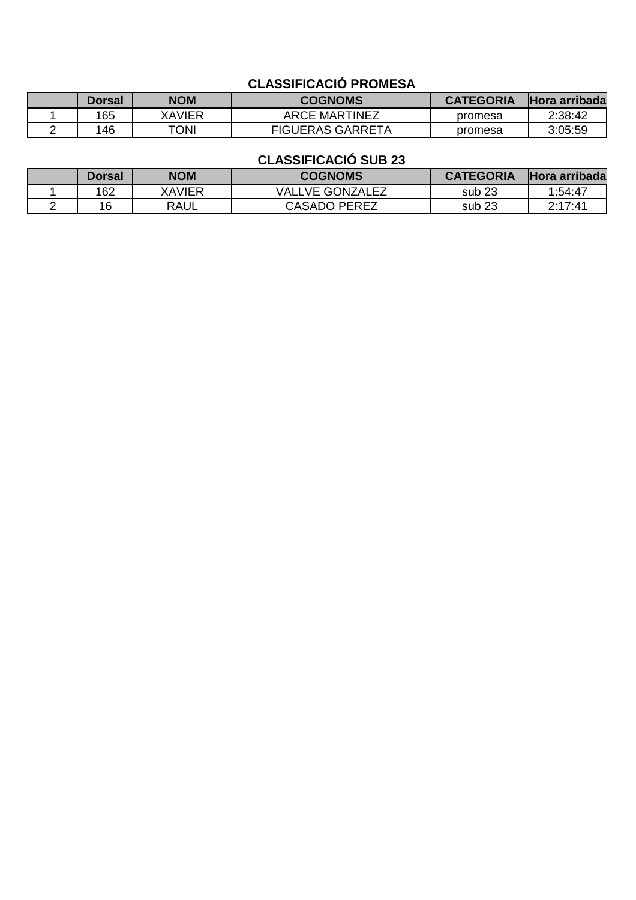## CLASSIFICACIÓ PROMESA

| | Dorsal | NOM | COGNOMS | CATEGORIA | Hora arribada |
|---|---|---|---|---|---|
| 1 | 165 | XAVIER | ARCE MARTINEZ | promesa | 2:38:42 |
| 2 | 146 | TONI | FIGUERAS GARRETA | promesa | 3:05:59 |

## CLASSIFICACIÓ SUB 23

| | Dorsal | NOM | COGNOMS | CATEGORIA | Hora arribada |
|---|---|---|---|---|---|
| 1 | 162 | XAVIER | VALLVE GONZALEZ | sub 23 | 1:54:47 |
| 2 | 16 | RAUL | CASADO PEREZ | sub 23 | 2:17:41 |